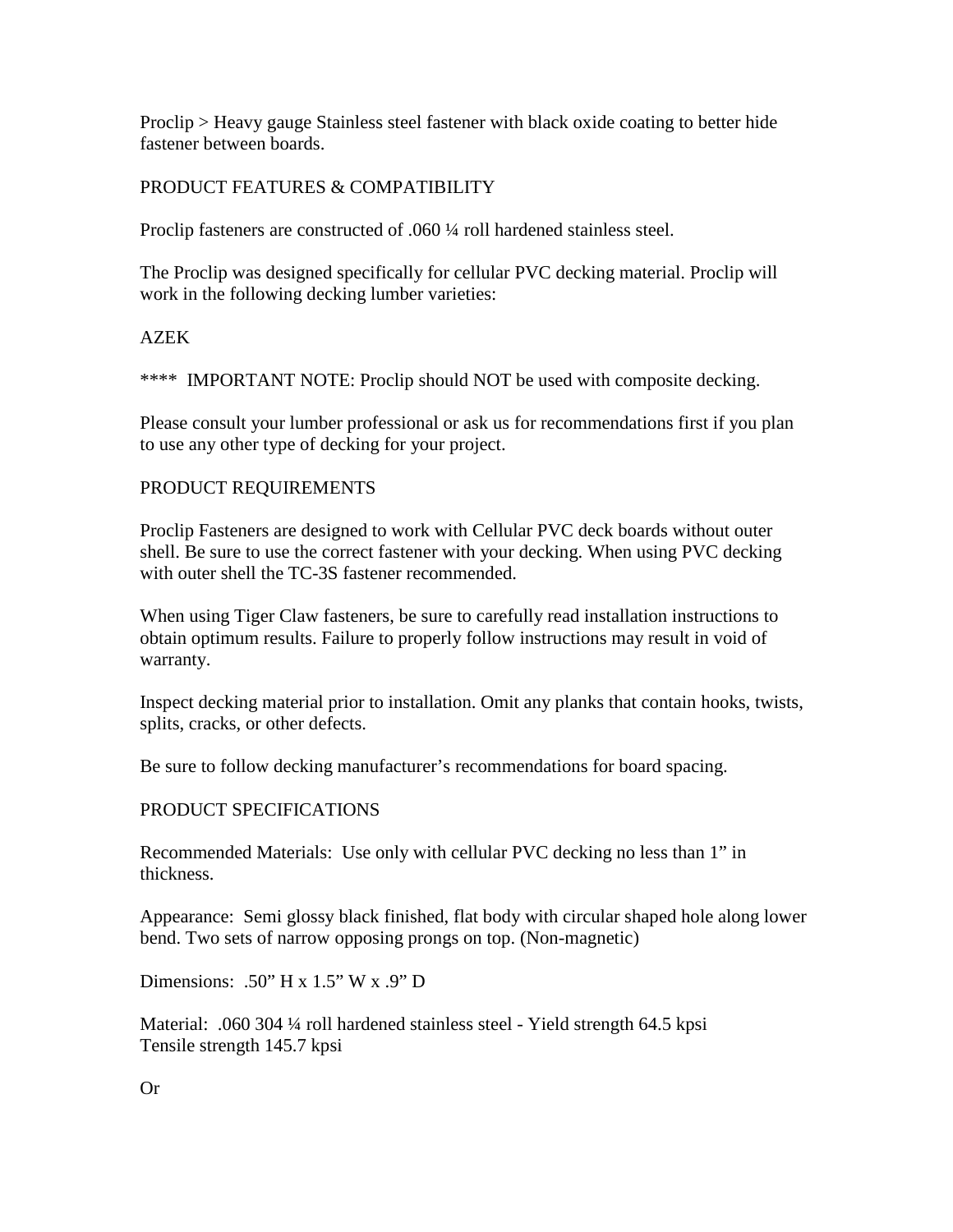Proclip > Heavy gauge Stainless steel fastener with black oxide coating to better hide fastener between boards.

## PRODUCT FEATURES & COMPATIBILITY

Proclip fasteners are constructed of .060 ¼ roll hardened stainless steel.

The Proclip was designed specifically for cellular PVC decking material. Proclip will work in the following decking lumber varieties:

AZEK

**** IMPORTANT NOTE: Proclip should NOT be used with composite decking.

Please consult your lumber professional or ask us for recommendations first if you plan to use any other type of decking for your project.

## PRODUCT REQUIREMENTS

Proclip Fasteners are designed to work with Cellular PVC deck boards without outer shell. Be sure to use the correct fastener with your decking. When using PVC decking with outer shell the TC-3S fastener recommended.

When using Tiger Claw fasteners, be sure to carefully read installation instructions to obtain optimum results. Failure to properly follow instructions may result in void of warranty.

Inspect decking material prior to installation. Omit any planks that contain hooks, twists, splits, cracks, or other defects.

Be sure to follow decking manufacturer's recommendations for board spacing.

## PRODUCT SPECIFICATIONS

Recommended Materials: Use only with cellular PVC decking no less than 1" in thickness.

Appearance: Semi glossy black finished, flat body with circular shaped hole along lower bend. Two sets of narrow opposing prongs on top. (Non-magnetic)

Dimensions: .50" H x 1.5" W x .9" D

Material: .060 304 ¼ roll hardened stainless steel - Yield strength 64.5 kpsi
Tensile strength 145.7 kpsi

Or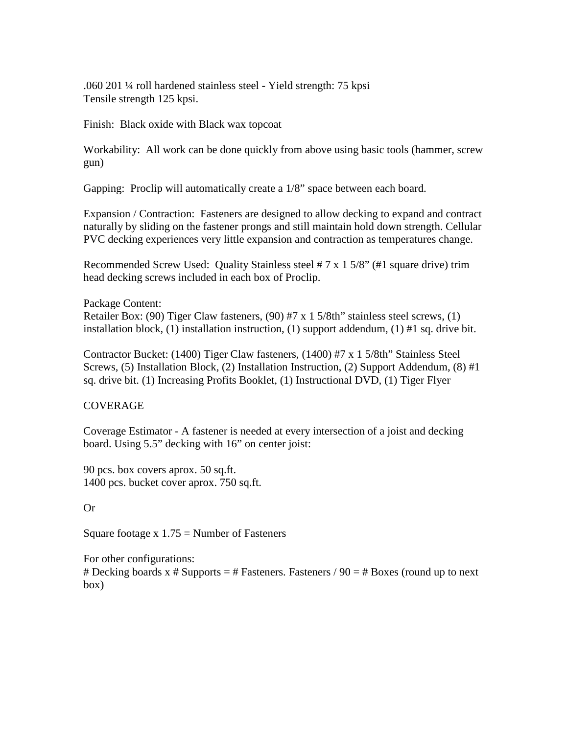.060 201 ¼ roll hardened stainless steel - Yield strength: 75 kpsi
Tensile strength 125 kpsi.

Finish: Black oxide with Black wax topcoat

Workability: All work can be done quickly from above using basic tools (hammer, screw gun)

Gapping: Proclip will automatically create a 1/8" space between each board.

Expansion / Contraction: Fasteners are designed to allow decking to expand and contract naturally by sliding on the fastener prongs and still maintain hold down strength. Cellular PVC decking experiences very little expansion and contraction as temperatures change.

Recommended Screw Used: Quality Stainless steel # 7 x 1 5/8" (#1 square drive) trim head decking screws included in each box of Proclip.

Package Content:
Retailer Box: (90) Tiger Claw fasteners, (90) #7 x 1 5/8th" stainless steel screws, (1) installation block, (1) installation instruction, (1) support addendum, (1) #1 sq. drive bit.

Contractor Bucket: (1400) Tiger Claw fasteners, (1400) #7 x 1 5/8th" Stainless Steel Screws, (5) Installation Block, (2) Installation Instruction, (2) Support Addendum, (8) #1 sq. drive bit. (1) Increasing Profits Booklet, (1) Instructional DVD, (1) Tiger Flyer

COVERAGE

Coverage Estimator - A fastener is needed at every intersection of a joist and decking board. Using 5.5" decking with 16" on center joist:

90 pcs. box covers aprox. 50 sq.ft.
1400 pcs. bucket cover aprox. 750 sq.ft.

Or

Square footage x 1.75 = Number of Fasteners

For other configurations:
# Decking boards x # Supports = # Fasteners. Fasteners / 90 = # Boxes (round up to next box)